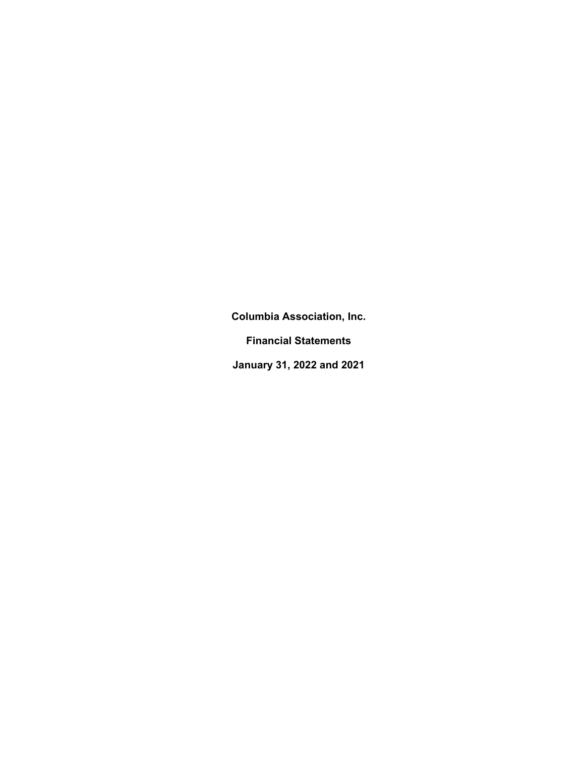# Columbia Association, Inc.

## Financial Statements

## January 31, 2022 and 2021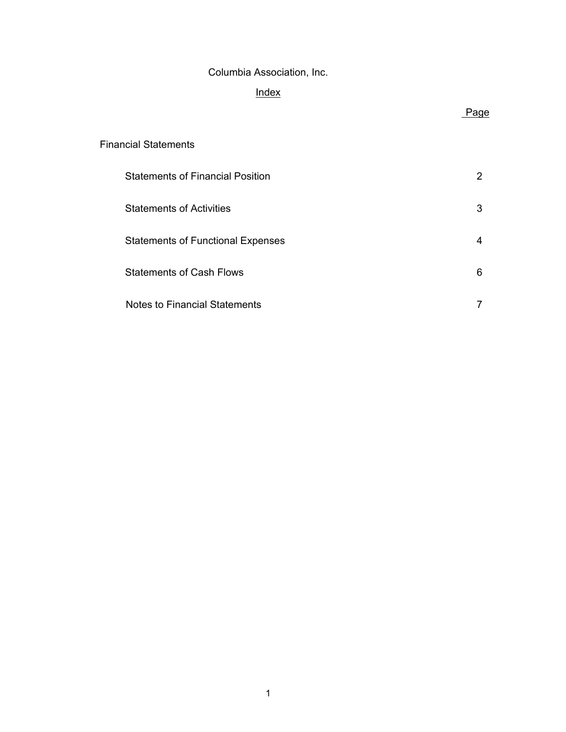# Columbia Association, Inc.

## Index

| | Page |
|---|---|
| **Financial Statements** | |
| Statements of Financial Position | 2 |
| Statements of Activities | 3 |
| Statements of Functional Expenses | 4 |
| Statements of Cash Flows | 6 |
| Notes to Financial Statements | 7 |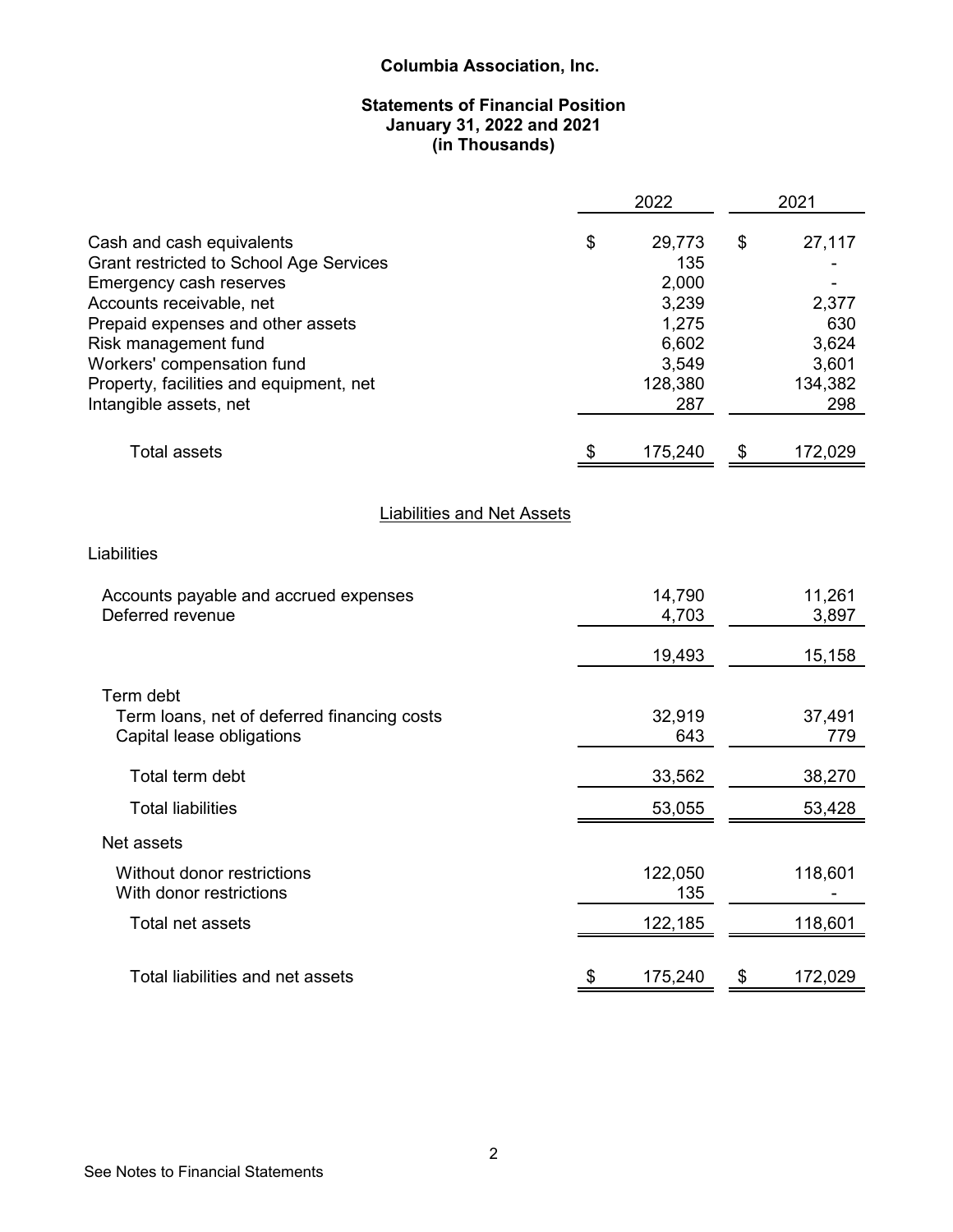**Columbia Association, Inc.**

**Statements of Financial Position**
**January 31, 2022 and 2021**
**(in Thousands)**

| | 2022 | 2021 |
|---|---|---|
| Cash and cash equivalents | $ 29,773 | $ 27,117 |
| Grant restricted to School Age Services | 135 | - |
| Emergency cash reserves | 2,000 | - |
| Accounts receivable, net | 3,239 | 2,377 |
| Prepaid expenses and other assets | 1,275 | 630 |
| Risk management fund | 6,602 | 3,624 |
| Workers' compensation fund | 3,549 | 3,601 |
| Property, facilities and equipment, net | 128,380 | 134,382 |
| Intangible assets, net | 287 | 298 |
| Total assets | $ 175,240 | $ 172,029 |

Liabilities and Net Assets

| | 2022 | 2021 |
|---|---|---|
| **Liabilities** | | |
| Accounts payable and accrued expenses | 14,790 | 11,261 |
| Deferred revenue | 4,703 | 3,897 |
| | 19,493 | 15,158 |
| Term debt | | |
| Term loans, net of deferred financing costs | 32,919 | 37,491 |
| Capital lease obligations | 643 | 779 |
| Total term debt | 33,562 | 38,270 |
| Total liabilities | 53,055 | 53,428 |
| **Net assets** | | |
| Without donor restrictions | 122,050 | 118,601 |
| With donor restrictions | 135 | - |
| Total net assets | 122,185 | 118,601 |
| Total liabilities and net assets | $ 175,240 | $ 172,029 |

See Notes to Financial Statements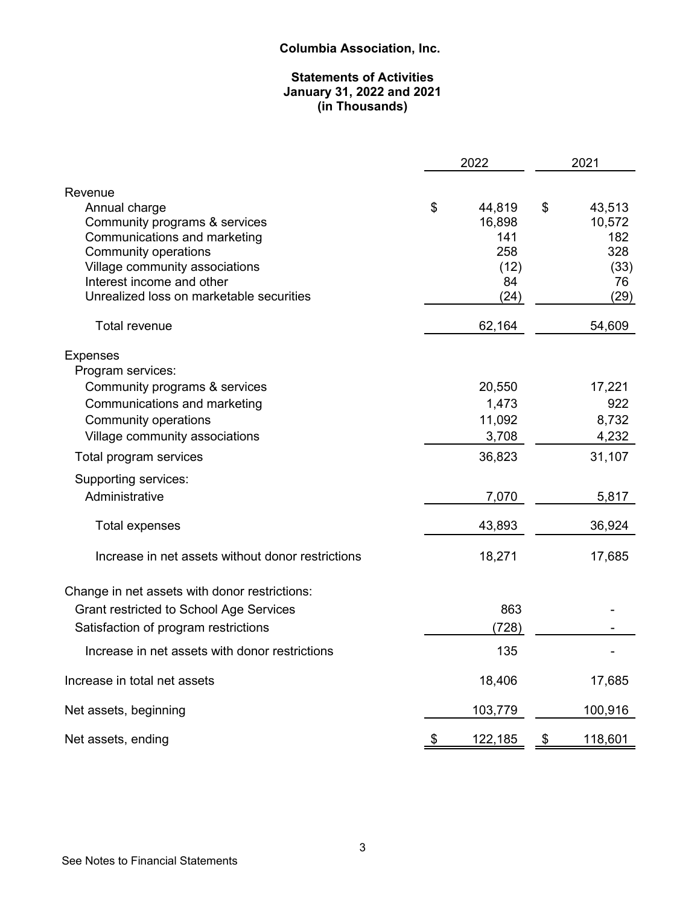# Columbia Association, Inc.

## Statements of Activities
## January 31, 2022 and 2021
## (in Thousands)

| | 2022 | 2021 |
|---|---|---|
| **Revenue** | | |
| Annual charge | $ 44,819 | $ 43,513 |
| Community programs & services | 16,898 | 10,572 |
| Communications and marketing | 141 | 182 |
| Community operations | 258 | 328 |
| Village community associations | (12) | (33) |
| Interest income and other | 84 | 76 |
| Unrealized loss on marketable securities | (24) | (29) |
| Total revenue | 62,164 | 54,609 |
| **Expenses** | | |
| Program services: | | |
| Community programs & services | 20,550 | 17,221 |
| Communications and marketing | 1,473 | 922 |
| Community operations | 11,092 | 8,732 |
| Village community associations | 3,708 | 4,232 |
| Total program services | 36,823 | 31,107 |
| Supporting services: | | |
| Administrative | 7,070 | 5,817 |
| Total expenses | 43,893 | 36,924 |
| Increase in net assets without donor restrictions | 18,271 | 17,685 |
| Change in net assets with donor restrictions: | | |
| Grant restricted to School Age Services | 863 | - |
| Satisfaction of program restrictions | (728) | - |
| Increase in net assets with donor restrictions | 135 | - |
| Increase in total net assets | 18,406 | 17,685 |
| Net assets, beginning | 103,779 | 100,916 |
| Net assets, ending | $ 122,185 | $ 118,601 |

See Notes to Financial Statements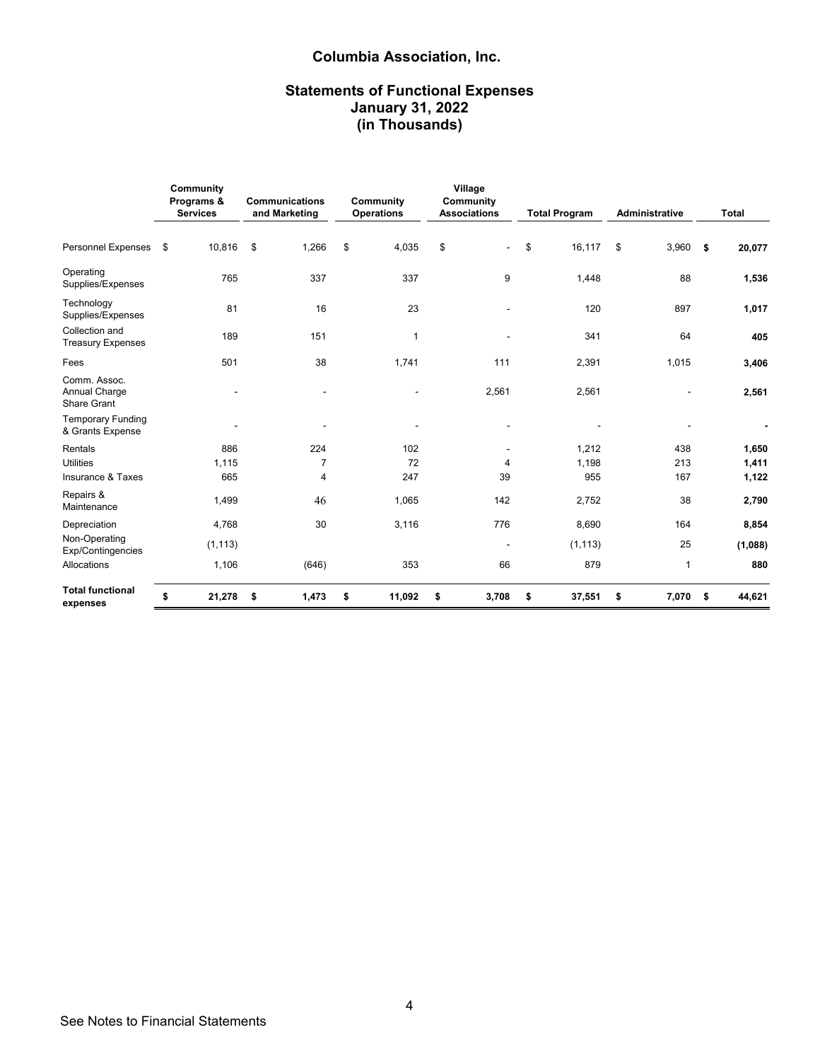# Columbia Association, Inc.

## Statements of Functional Expenses
## January 31, 2022
## (in Thousands)

| | Community Programs & Services | Communications and Marketing | Community Operations | Village Community Associations | Total Program | Administrative | Total |
|---|---|---|---|---|---|---|---|
| Personnel Expenses | $ 10,816 | $ 1,266 | $ 4,035 | $ - | $ 16,117 | $ 3,960 | **$ 20,077** |
| Operating Supplies/Expenses | 765 | 337 | 337 | 9 | 1,448 | 88 | **1,536** |
| Technology Supplies/Expenses | 81 | 16 | 23 | - | 120 | 897 | **1,017** |
| Collection and Treasury Expenses | 189 | 151 | 1 | - | 341 | 64 | **405** |
| Fees | 501 | 38 | 1,741 | 111 | 2,391 | 1,015 | **3,406** |
| Comm. Assoc. Annual Charge Share Grant | - | - | - | 2,561 | 2,561 | - | **2,561** |
| Temporary Funding & Grants Expense | - | - | - | - | - | - | **-** |
| Rentals | 886 | 224 | 102 | - | 1,212 | 438 | **1,650** |
| Utilities | 1,115 | 7 | 72 | 4 | 1,198 | 213 | **1,411** |
| Insurance & Taxes | 665 | 4 | 247 | 39 | 955 | 167 | **1,122** |
| Repairs & Maintenance | 1,499 | 46 | 1,065 | 142 | 2,752 | 38 | **2,790** |
| Depreciation | 4,768 | 30 | 3,116 | 776 | 8,690 | 164 | **8,854** |
| Non-Operating Exp/Contingencies | (1,113) | | | - | (1,113) | 25 | **(1,088)** |
| Allocations | 1,106 | (646) | 353 | 66 | 879 | 1 | **880** |
| **Total functional expenses** | **$ 21,278** | **$ 1,473** | **$ 11,092** | **$ 3,708** | **$ 37,551** | **$ 7,070** | **$ 44,621** |

See Notes to Financial Statements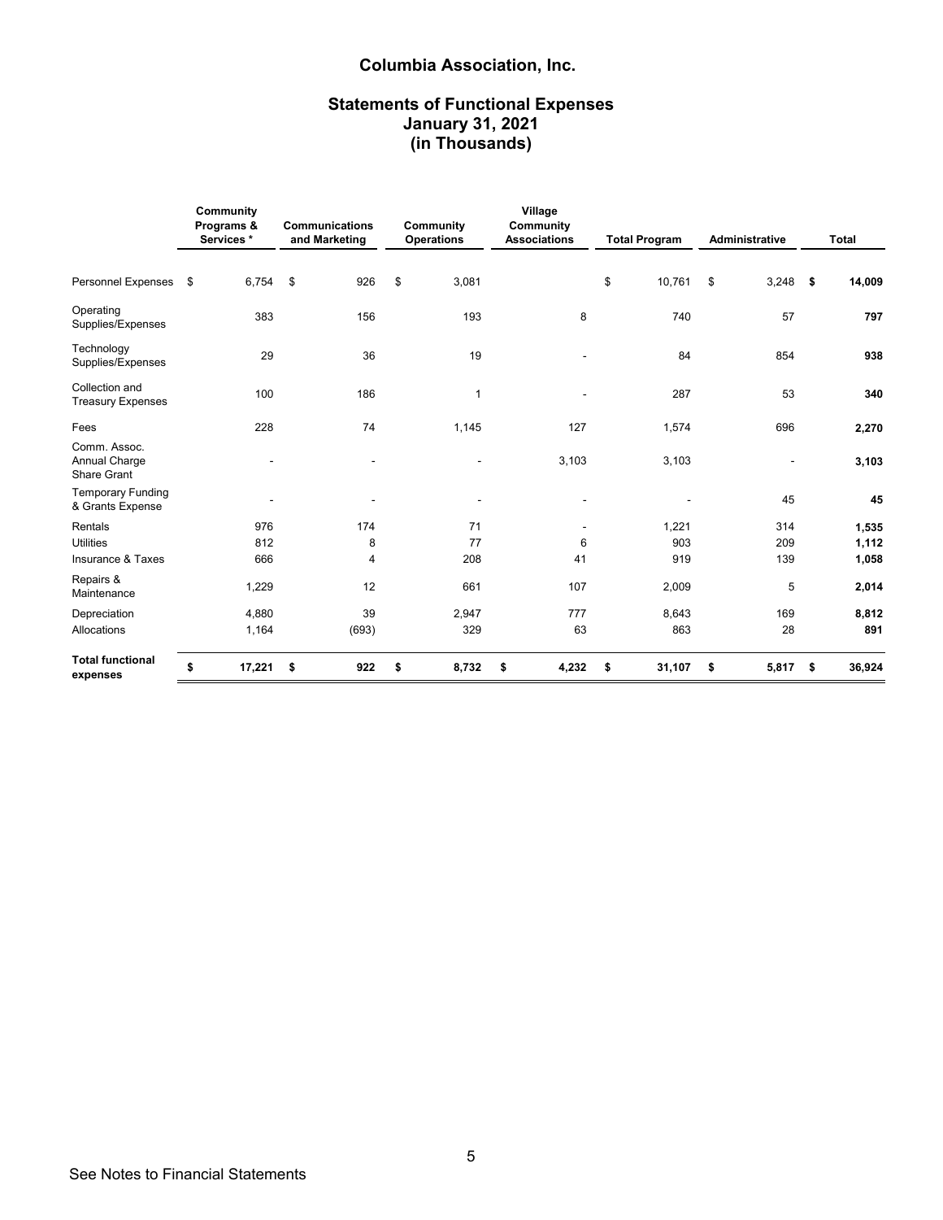# Columbia Association, Inc.

## Statements of Functional Expenses
## January 31, 2021
## (in Thousands)

| | Community Programs & Services * | Communications and Marketing | Community Operations | Village Community Associations | Total Program | Administrative | Total |
|---|---|---|---|---|---|---|---|
| Personnel Expenses | $ 6,754 | $ 926 | $ 3,081 | | $ 10,761 | $ 3,248 | **$ 14,009** |
| Operating Supplies/Expenses | 383 | 156 | 193 | 8 | 740 | 57 | **797** |
| Technology Supplies/Expenses | 29 | 36 | 19 | - | 84 | 854 | **938** |
| Collection and Treasury Expenses | 100 | 186 | 1 | - | 287 | 53 | **340** |
| Fees | 228 | 74 | 1,145 | 127 | 1,574 | 696 | **2,270** |
| Comm. Assoc. Annual Charge Share Grant | - | - | - | 3,103 | 3,103 | - | **3,103** |
| Temporary Funding & Grants Expense | - | - | - | - | - | 45 | **45** |
| Rentals | 976 | 174 | 71 | - | 1,221 | 314 | **1,535** |
| Utilities | 812 | 8 | 77 | 6 | 903 | 209 | **1,112** |
| Insurance & Taxes | 666 | 4 | 208 | 41 | 919 | 139 | **1,058** |
| Repairs & Maintenance | 1,229 | 12 | 661 | 107 | 2,009 | 5 | **2,014** |
| Depreciation | 4,880 | 39 | 2,947 | 777 | 8,643 | 169 | **8,812** |
| Allocations | 1,164 | (693) | 329 | 63 | 863 | 28 | **891** |
| **Total functional expenses** | **$ 17,221** | **$ 922** | **$ 8,732** | **$ 4,232** | **$ 31,107** | **$ 5,817** | **$ 36,924** |

See Notes to Financial Statements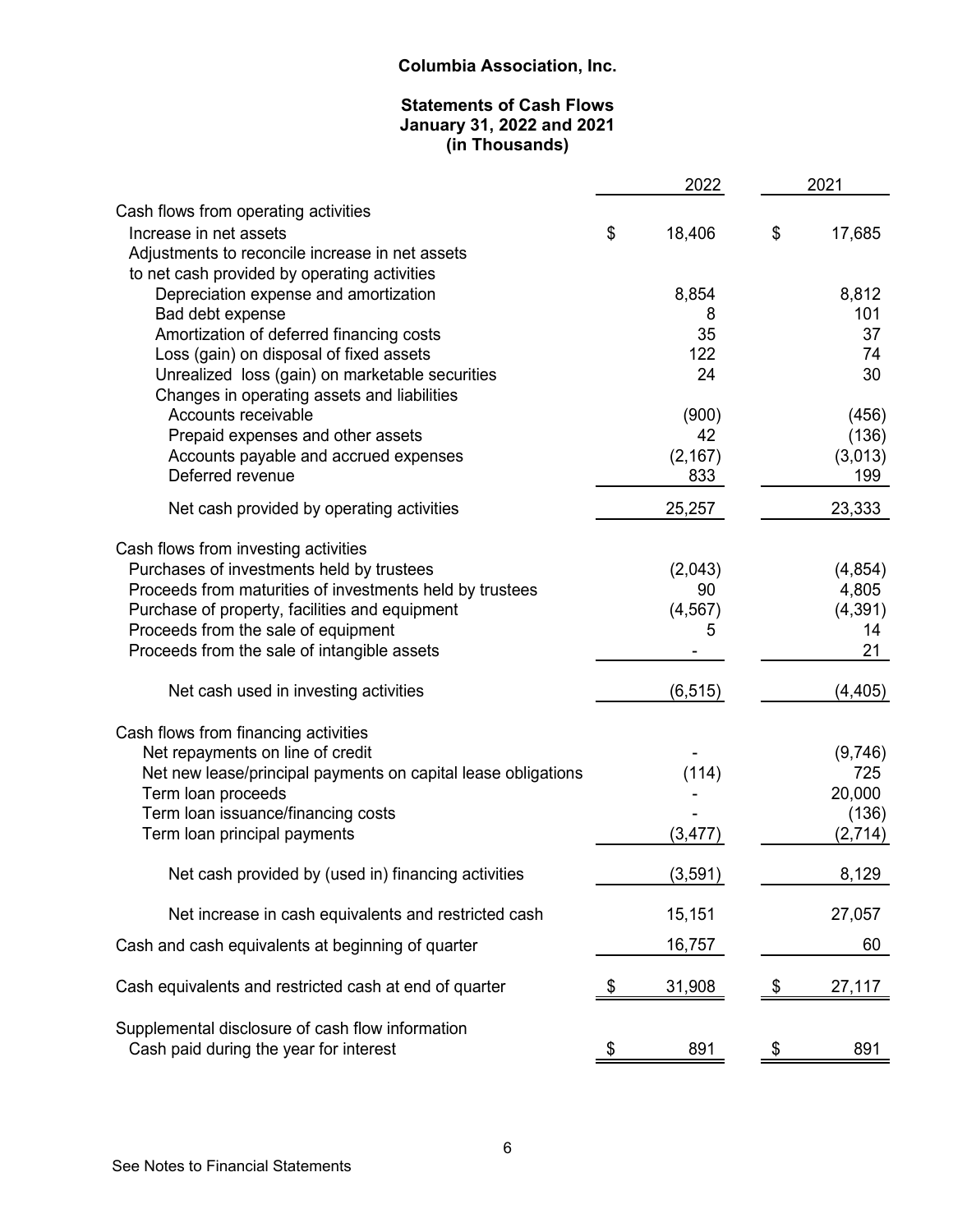# Columbia Association, Inc.

## Statements of Cash Flows
## January 31, 2022 and 2021
## (in Thousands)

| | 2022 | 2021 |
|---|---|---|
| Cash flows from operating activities | | |
| Increase in net assets | $ 18,406 | $ 17,685 |
| Adjustments to reconcile increase in net assets to net cash provided by operating activities | | |
| Depreciation expense and amortization | 8,854 | 8,812 |
| Bad debt expense | 8 | 101 |
| Amortization of deferred financing costs | 35 | 37 |
| Loss (gain) on disposal of fixed assets | 122 | 74 |
| Unrealized loss (gain) on marketable securities | 24 | 30 |
| Changes in operating assets and liabilities | | |
| Accounts receivable | (900) | (456) |
| Prepaid expenses and other assets | 42 | (136) |
| Accounts payable and accrued expenses | (2,167) | (3,013) |
| Deferred revenue | 833 | 199 |
| Net cash provided by operating activities | 25,257 | 23,333 |
| Cash flows from investing activities | | |
| Purchases of investments held by trustees | (2,043) | (4,854) |
| Proceeds from maturities of investments held by trustees | 90 | 4,805 |
| Purchase of property, facilities and equipment | (4,567) | (4,391) |
| Proceeds from the sale of equipment | 5 | 14 |
| Proceeds from the sale of intangible assets | - | 21 |
| Net cash used in investing activities | (6,515) | (4,405) |
| Cash flows from financing activities | | |
| Net repayments on line of credit | - | (9,746) |
| Net new lease/principal payments on capital lease obligations | (114) | 725 |
| Term loan proceeds | - | 20,000 |
| Term loan issuance/financing costs | - | (136) |
| Term loan principal payments | (3,477) | (2,714) |
| Net cash provided by (used in) financing activities | (3,591) | 8,129 |
| Net increase in cash equivalents and restricted cash | 15,151 | 27,057 |
| Cash and cash equivalents at beginning of quarter | 16,757 | 60 |
| Cash equivalents and restricted cash at end of quarter | $ 31,908 | $ 27,117 |
| Supplemental disclosure of cash flow information | | |
| Cash paid during the year for interest | $ 891 | $ 891 |

See Notes to Financial Statements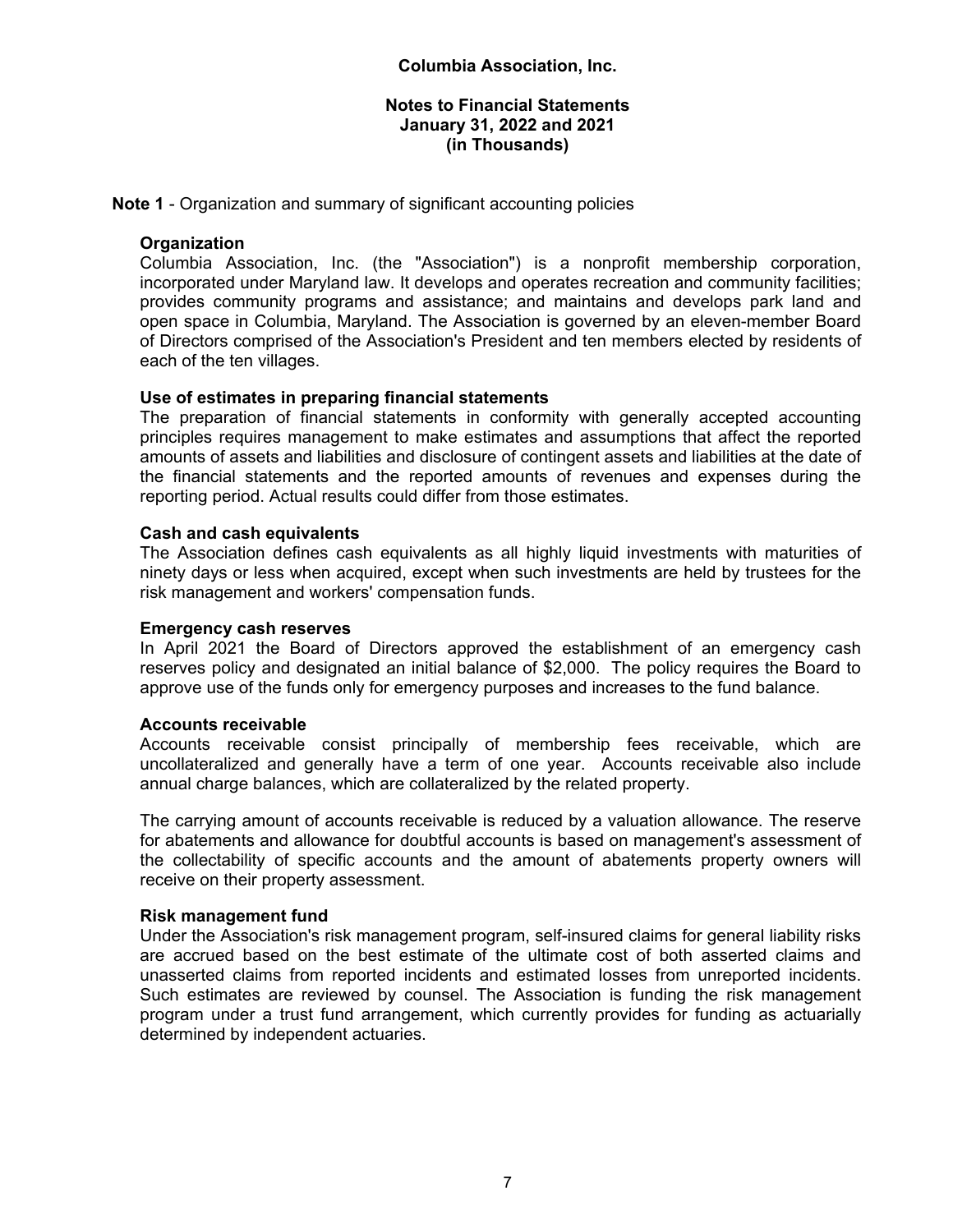**Columbia Association, Inc.**

**Notes to Financial Statements**
**January 31, 2022 and 2021**
**(in Thousands)**

**Note 1** - Organization and summary of significant accounting policies

**Organization**

Columbia Association, Inc. (the "Association") is a nonprofit membership corporation, incorporated under Maryland law. It develops and operates recreation and community facilities; provides community programs and assistance; and maintains and develops park land and open space in Columbia, Maryland. The Association is governed by an eleven-member Board of Directors comprised of the Association's President and ten members elected by residents of each of the ten villages.

**Use of estimates in preparing financial statements**

The preparation of financial statements in conformity with generally accepted accounting principles requires management to make estimates and assumptions that affect the reported amounts of assets and liabilities and disclosure of contingent assets and liabilities at the date of the financial statements and the reported amounts of revenues and expenses during the reporting period. Actual results could differ from those estimates.

**Cash and cash equivalents**

The Association defines cash equivalents as all highly liquid investments with maturities of ninety days or less when acquired, except when such investments are held by trustees for the risk management and workers' compensation funds.

**Emergency cash reserves**

In April 2021 the Board of Directors approved the establishment of an emergency cash reserves policy and designated an initial balance of $2,000. The policy requires the Board to approve use of the funds only for emergency purposes and increases to the fund balance.

**Accounts receivable**

Accounts receivable consist principally of membership fees receivable, which are uncollateralized and generally have a term of one year. Accounts receivable also include annual charge balances, which are collateralized by the related property.

The carrying amount of accounts receivable is reduced by a valuation allowance. The reserve for abatements and allowance for doubtful accounts is based on management's assessment of the collectability of specific accounts and the amount of abatements property owners will receive on their property assessment.

**Risk management fund**

Under the Association's risk management program, self-insured claims for general liability risks are accrued based on the best estimate of the ultimate cost of both asserted claims and unasserted claims from reported incidents and estimated losses from unreported incidents. Such estimates are reviewed by counsel. The Association is funding the risk management program under a trust fund arrangement, which currently provides for funding as actuarially determined by independent actuaries.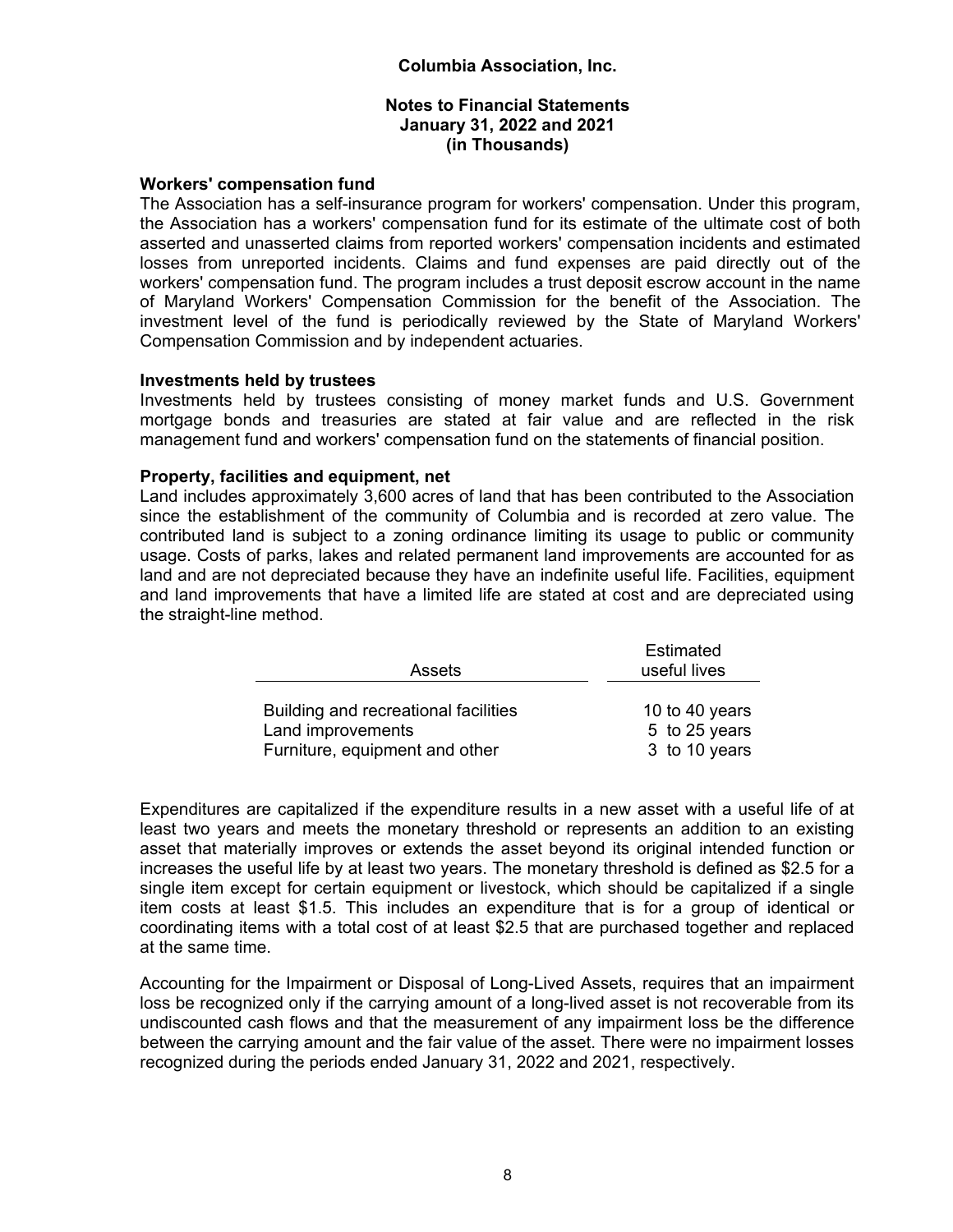**Workers' compensation fund**

The Association has a self-insurance program for workers' compensation. Under this program, the Association has a workers' compensation fund for its estimate of the ultimate cost of both asserted and unasserted claims from reported workers' compensation incidents and estimated losses from unreported incidents. Claims and fund expenses are paid directly out of the workers' compensation fund. The program includes a trust deposit escrow account in the name of Maryland Workers' Compensation Commission for the benefit of the Association. The investment level of the fund is periodically reviewed by the State of Maryland Workers' Compensation Commission and by independent actuaries.

**Investments held by trustees**

Investments held by trustees consisting of money market funds and U.S. Government mortgage bonds and treasuries are stated at fair value and are reflected in the risk management fund and workers' compensation fund on the statements of financial position.

**Property, facilities and equipment, net**

Land includes approximately 3,600 acres of land that has been contributed to the Association since the establishment of the community of Columbia and is recorded at zero value. The contributed land is subject to a zoning ordinance limiting its usage to public or community usage. Costs of parks, lakes and related permanent land improvements are accounted for as land and are not depreciated because they have an indefinite useful life. Facilities, equipment and land improvements that have a limited life are stated at cost and are depreciated using the straight-line method.

| Assets | Estimated useful lives |
|---|---|
| Building and recreational facilities | 10 to 40 years |
| Land improvements | 5 to 25 years |
| Furniture, equipment and other | 3 to 10 years |

Expenditures are capitalized if the expenditure results in a new asset with a useful life of at least two years and meets the monetary threshold or represents an addition to an existing asset that materially improves or extends the asset beyond its original intended function or increases the useful life by at least two years. The monetary threshold is defined as $2.5 for a single item except for certain equipment or livestock, which should be capitalized if a single item costs at least $1.5. This includes an expenditure that is for a group of identical or coordinating items with a total cost of at least $2.5 that are purchased together and replaced at the same time.

Accounting for the Impairment or Disposal of Long-Lived Assets, requires that an impairment loss be recognized only if the carrying amount of a long-lived asset is not recoverable from its undiscounted cash flows and that the measurement of any impairment loss be the difference between the carrying amount and the fair value of the asset. There were no impairment losses recognized during the periods ended January 31, 2022 and 2021, respectively.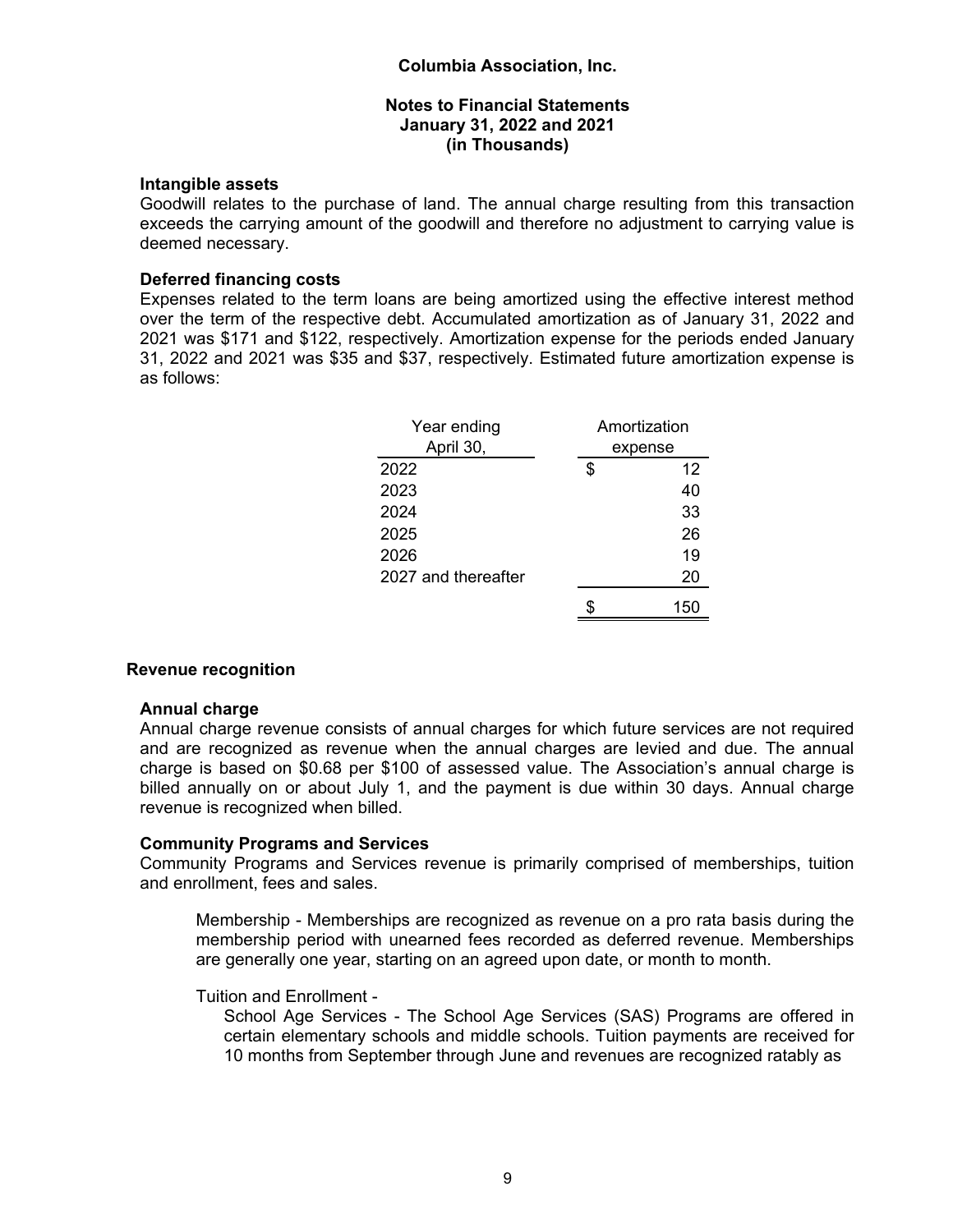**Intangible assets**

Goodwill relates to the purchase of land. The annual charge resulting from this transaction exceeds the carrying amount of the goodwill and therefore no adjustment to carrying value is deemed necessary.

**Deferred financing costs**

Expenses related to the term loans are being amortized using the effective interest method over the term of the respective debt. Accumulated amortization as of January 31, 2022 and 2021 was $171 and $122, respectively. Amortization expense for the periods ended January 31, 2022 and 2021 was $35 and $37, respectively. Estimated future amortization expense is as follows:

| Year ending April 30, | Amortization expense |
|---|---|
| 2022 | $ 12 |
| 2023 | 40 |
| 2024 | 33 |
| 2025 | 26 |
| 2026 | 19 |
| 2027 and thereafter | 20 |
| | $ 150 |

## Revenue recognition

**Annual charge**

Annual charge revenue consists of annual charges for which future services are not required and are recognized as revenue when the annual charges are levied and due. The annual charge is based on $0.68 per $100 of assessed value. The Association's annual charge is billed annually on or about July 1, and the payment is due within 30 days. Annual charge revenue is recognized when billed.

**Community Programs and Services**

Community Programs and Services revenue is primarily comprised of memberships, tuition and enrollment, fees and sales.

Membership - Memberships are recognized as revenue on a pro rata basis during the membership period with unearned fees recorded as deferred revenue. Memberships are generally one year, starting on an agreed upon date, or month to month.

Tuition and Enrollment -

School Age Services - The School Age Services (SAS) Programs are offered in certain elementary schools and middle schools. Tuition payments are received for 10 months from September through June and revenues are recognized ratably as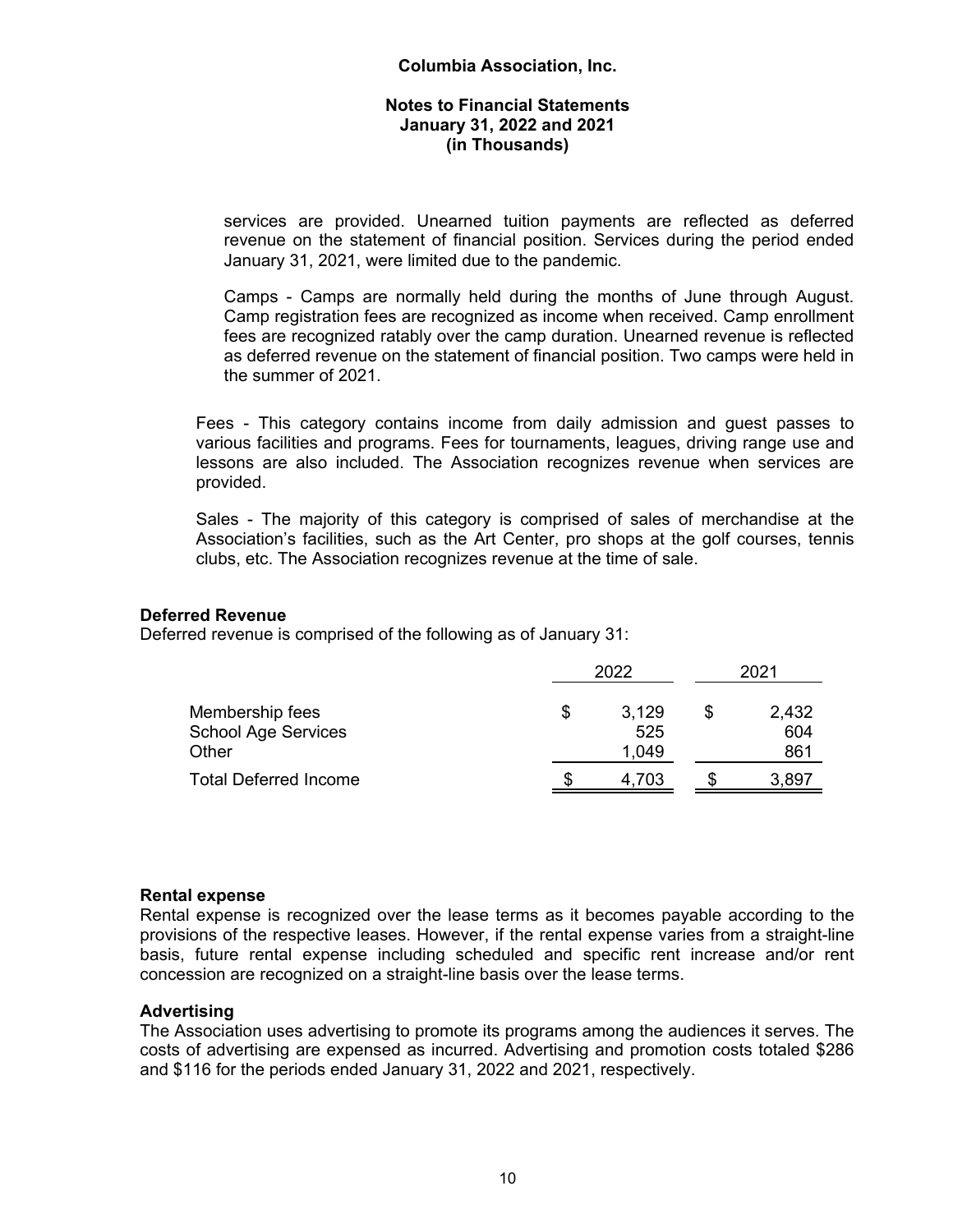services are provided. Unearned tuition payments are reflected as deferred revenue on the statement of financial position. Services during the period ended January 31, 2021, were limited due to the pandemic.

Camps - Camps are normally held during the months of June through August. Camp registration fees are recognized as income when received. Camp enrollment fees are recognized ratably over the camp duration. Unearned revenue is reflected as deferred revenue on the statement of financial position. Two camps were held in the summer of 2021.

Fees - This category contains income from daily admission and guest passes to various facilities and programs. Fees for tournaments, leagues, driving range use and lessons are also included. The Association recognizes revenue when services are provided.

Sales - The majority of this category is comprised of sales of merchandise at the Association's facilities, such as the Art Center, pro shops at the golf courses, tennis clubs, etc. The Association recognizes revenue at the time of sale.

### Deferred Revenue

Deferred revenue is comprised of the following as of January 31:

| | 2022 | 2021 |
|---|---|---|
| Membership fees | $ 3,129 | $ 2,432 |
| School Age Services | 525 | 604 |
| Other | 1,049 | 861 |
| Total Deferred Income | $ 4,703 | $ 3,897 |

### Rental expense

Rental expense is recognized over the lease terms as it becomes payable according to the provisions of the respective leases. However, if the rental expense varies from a straight-line basis, future rental expense including scheduled and specific rent increase and/or rent concession are recognized on a straight-line basis over the lease terms.

### Advertising

The Association uses advertising to promote its programs among the audiences it serves. The costs of advertising are expensed as incurred. Advertising and promotion costs totaled $286 and $116 for the periods ended January 31, 2022 and 2021, respectively.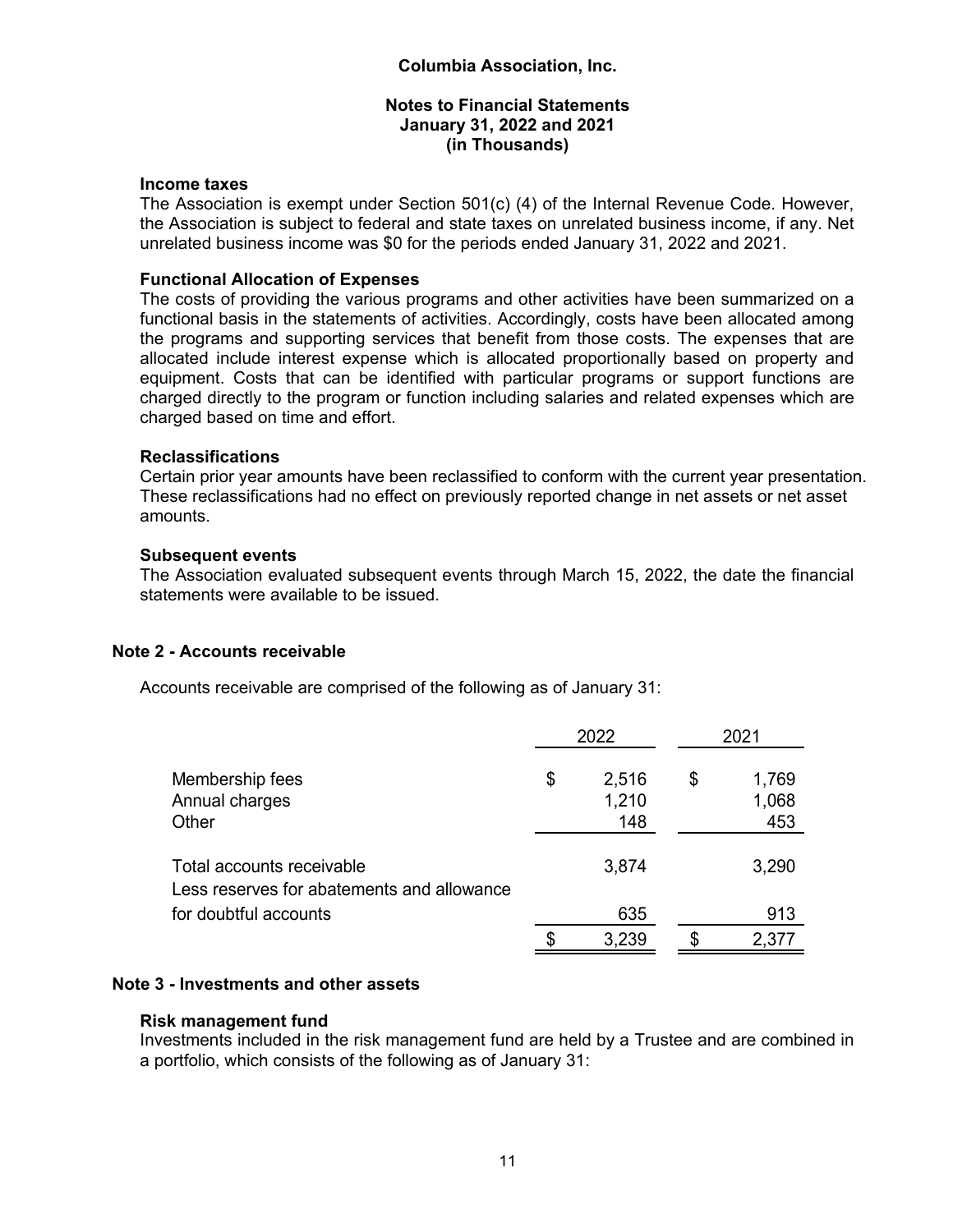**Columbia Association, Inc.**

**Notes to Financial Statements**
**January 31, 2022 and 2021**
**(in Thousands)**

### Income taxes

The Association is exempt under Section 501(c) (4) of the Internal Revenue Code. However, the Association is subject to federal and state taxes on unrelated business income, if any. Net unrelated business income was $0 for the periods ended January 31, 2022 and 2021.

### Functional Allocation of Expenses

The costs of providing the various programs and other activities have been summarized on a functional basis in the statements of activities. Accordingly, costs have been allocated among the programs and supporting services that benefit from those costs. The expenses that are allocated include interest expense which is allocated proportionally based on property and equipment. Costs that can be identified with particular programs or support functions are charged directly to the program or function including salaries and related expenses which are charged based on time and effort.

### Reclassifications

Certain prior year amounts have been reclassified to conform with the current year presentation. These reclassifications had no effect on previously reported change in net assets or net asset amounts.

### Subsequent events

The Association evaluated subsequent events through March 15, 2022, the date the financial statements were available to be issued.

## Note 2 - Accounts receivable

Accounts receivable are comprised of the following as of January 31:

| | 2022 | 2021 |
|---|---|---|
| Membership fees | $ 2,516 | $ 1,769 |
| Annual charges | 1,210 | 1,068 |
| Other | 148 | 453 |
| Total accounts receivable | 3,874 | 3,290 |
| Less reserves for abatements and allowance for doubtful accounts | 635 | 913 |
| | $ 3,239 | $ 2,377 |

## Note 3 - Investments and other assets

### Risk management fund

Investments included in the risk management fund are held by a Trustee and are combined in a portfolio, which consists of the following as of January 31: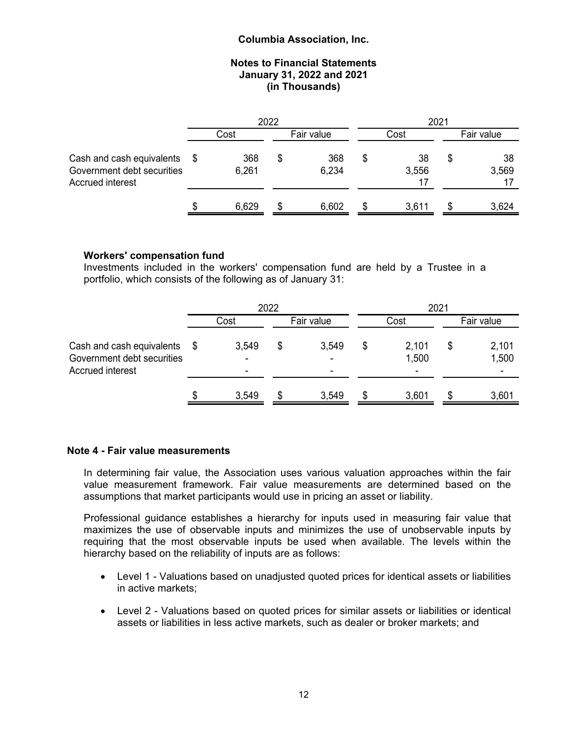|  | 2022 |  | 2021 |  |
| --- | --- | --- | --- | --- |
|  | Cost | Fair value | Cost | Fair value |
| Cash and cash equivalents | $ 368 | $ 368 | $ 38 | $ 38 |
| Government debt securities | 6,261 | 6,234 | 3,556 | 3,569 |
| Accrued interest |  |  | 17 | 17 |
|  | $ 6,629 | $ 6,602 | $ 3,611 | $ 3,624 |

**Workers' compensation fund**

Investments included in the workers' compensation fund are held by a Trustee in a portfolio, which consists of the following as of January 31:

|  | 2022 |  | 2021 |  |
| --- | --- | --- | --- | --- |
|  | Cost | Fair value | Cost | Fair value |
| Cash and cash equivalents | $ 3,549 | $ 3,549 | $ 2,101 | $ 2,101 |
| Government debt securities | - | - | 1,500 | 1,500 |
| Accrued interest | - | - | - | - |
|  | $ 3,549 | $ 3,549 | $ 3,601 | $ 3,601 |

## Note 4 - Fair value measurements

In determining fair value, the Association uses various valuation approaches within the fair value measurement framework. Fair value measurements are determined based on the assumptions that market participants would use in pricing an asset or liability.

Professional guidance establishes a hierarchy for inputs used in measuring fair value that maximizes the use of observable inputs and minimizes the use of unobservable inputs by requiring that the most observable inputs be used when available. The levels within the hierarchy based on the reliability of inputs are as follows:

- Level 1 - Valuations based on unadjusted quoted prices for identical assets or liabilities in active markets;
- Level 2 - Valuations based on quoted prices for similar assets or liabilities or identical assets or liabilities in less active markets, such as dealer or broker markets; and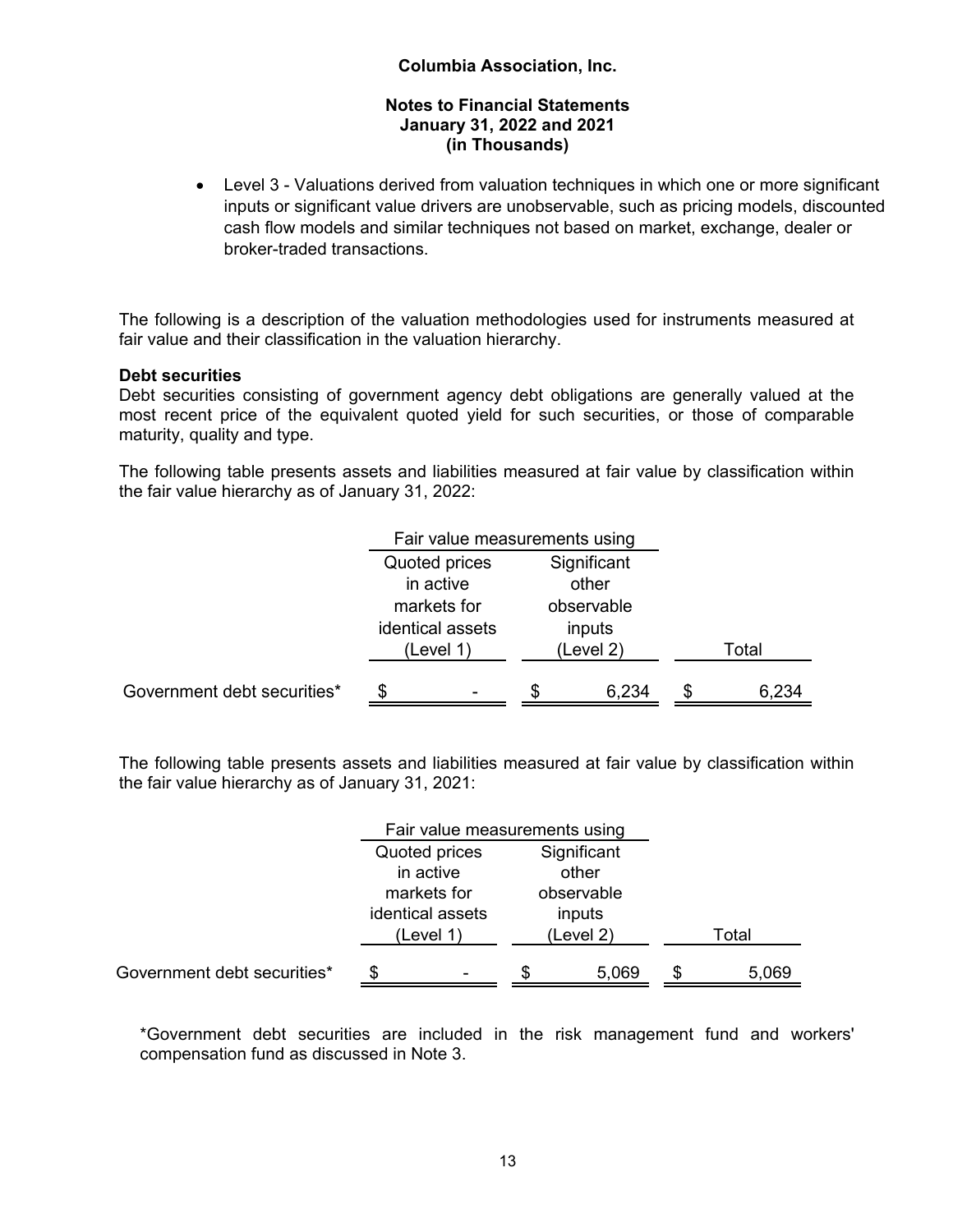- Level 3 - Valuations derived from valuation techniques in which one or more significant inputs or significant value drivers are unobservable, such as pricing models, discounted cash flow models and similar techniques not based on market, exchange, dealer or broker-traded transactions.

The following is a description of the valuation methodologies used for instruments measured at fair value and their classification in the valuation hierarchy.

**Debt securities**

Debt securities consisting of government agency debt obligations are generally valued at the most recent price of the equivalent quoted yield for such securities, or those of comparable maturity, quality and type.

The following table presents assets and liabilities measured at fair value by classification within the fair value hierarchy as of January 31, 2022:

| | Fair value measurements using | | |
|---|---|---|---|
| | Quoted prices in active markets for identical assets (Level 1) | Significant other observable inputs (Level 2) | Total |
| Government debt securities* | $ - | $ 6,234 | $ 6,234 |

The following table presents assets and liabilities measured at fair value by classification within the fair value hierarchy as of January 31, 2021:

| | Fair value measurements using | | |
|---|---|---|---|
| | Quoted prices in active markets for identical assets (Level 1) | Significant other observable inputs (Level 2) | Total |
| Government debt securities* | $ - | $ 5,069 | $ 5,069 |

*Government debt securities are included in the risk management fund and workers' compensation fund as discussed in Note 3.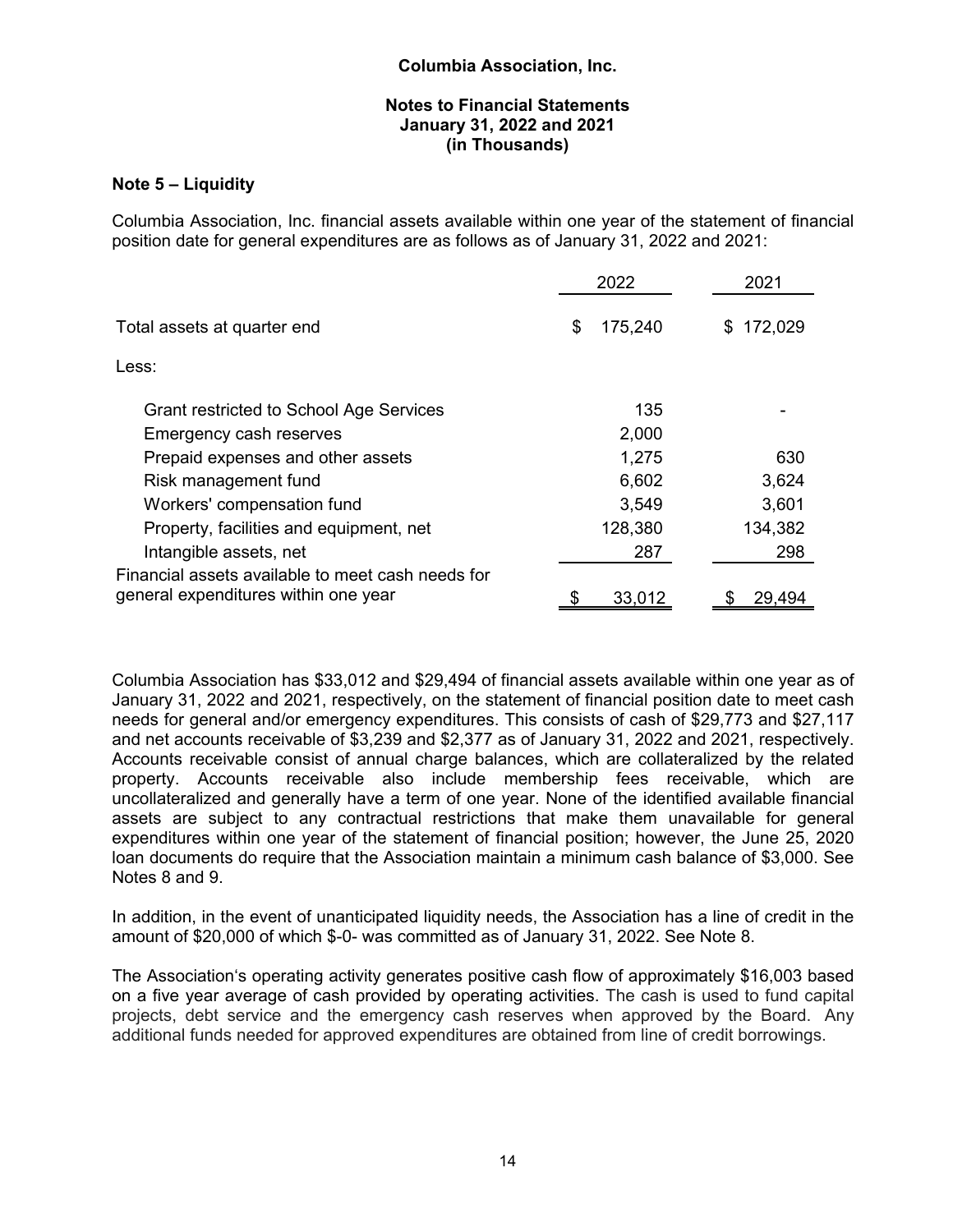**Columbia Association, Inc.**

**Notes to Financial Statements**
**January 31, 2022 and 2021**
**(in Thousands)**

## Note 5 – Liquidity

Columbia Association, Inc. financial assets available within one year of the statement of financial position date for general expenditures are as follows as of January 31, 2022 and 2021:

| | 2022 | 2021 |
|---|---|---|
| Total assets at quarter end | $ 175,240 | $ 172,029 |
| Less: | | |
| Grant restricted to School Age Services | 135 | - |
| Emergency cash reserves | 2,000 | |
| Prepaid expenses and other assets | 1,275 | 630 |
| Risk management fund | 6,602 | 3,624 |
| Workers' compensation fund | 3,549 | 3,601 |
| Property, facilities and equipment, net | 128,380 | 134,382 |
| Intangible assets, net | 287 | 298 |
| Financial assets available to meet cash needs for general expenditures within one year | $ 33,012 | $ 29,494 |

Columbia Association has $33,012 and $29,494 of financial assets available within one year as of January 31, 2022 and 2021, respectively, on the statement of financial position date to meet cash needs for general and/or emergency expenditures. This consists of cash of $29,773 and $27,117 and net accounts receivable of $3,239 and $2,377 as of January 31, 2022 and 2021, respectively. Accounts receivable consist of annual charge balances, which are collateralized by the related property. Accounts receivable also include membership fees receivable, which are uncollateralized and generally have a term of one year. None of the identified available financial assets are subject to any contractual restrictions that make them unavailable for general expenditures within one year of the statement of financial position; however, the June 25, 2020 loan documents do require that the Association maintain a minimum cash balance of $3,000. See Notes 8 and 9.

In addition, in the event of unanticipated liquidity needs, the Association has a line of credit in the amount of $20,000 of which $-0- was committed as of January 31, 2022. See Note 8.

The Association's operating activity generates positive cash flow of approximately $16,003 based on a five year average of cash provided by operating activities. The cash is used to fund capital projects, debt service and the emergency cash reserves when approved by the Board. Any additional funds needed for approved expenditures are obtained from line of credit borrowings.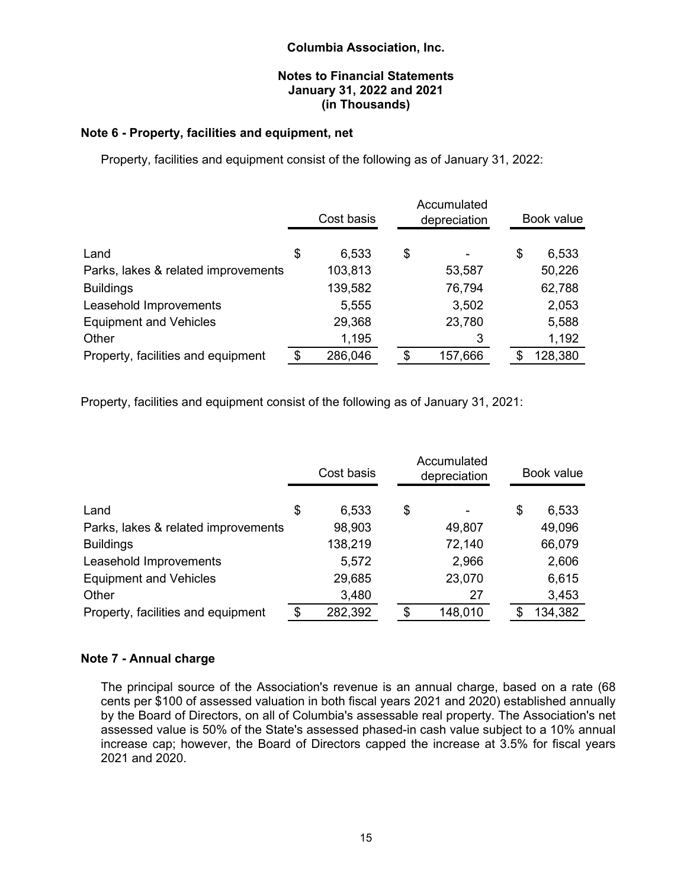**Columbia Association, Inc.**

**Notes to Financial Statements**
**January 31, 2022 and 2021**
**(in Thousands)**

## Note 6 - Property, facilities and equipment, net

Property, facilities and equipment consist of the following as of January 31, 2022:

| | Cost basis | Accumulated depreciation | Book value |
|---|---|---|---|
| Land | $ 6,533 | $ - | $ 6,533 |
| Parks, lakes & related improvements | 103,813 | 53,587 | 50,226 |
| Buildings | 139,582 | 76,794 | 62,788 |
| Leasehold Improvements | 5,555 | 3,502 | 2,053 |
| Equipment and Vehicles | 29,368 | 23,780 | 5,588 |
| Other | 1,195 | 3 | 1,192 |
| Property, facilities and equipment | $ 286,046 | $ 157,666 | $ 128,380 |

Property, facilities and equipment consist of the following as of January 31, 2021:

| | Cost basis | Accumulated depreciation | Book value |
|---|---|---|---|
| Land | $ 6,533 | $ - | $ 6,533 |
| Parks, lakes & related improvements | 98,903 | 49,807 | 49,096 |
| Buildings | 138,219 | 72,140 | 66,079 |
| Leasehold Improvements | 5,572 | 2,966 | 2,606 |
| Equipment and Vehicles | 29,685 | 23,070 | 6,615 |
| Other | 3,480 | 27 | 3,453 |
| Property, facilities and equipment | $ 282,392 | $ 148,010 | $ 134,382 |

## Note 7 - Annual charge

The principal source of the Association's revenue is an annual charge, based on a rate (68 cents per $100 of assessed valuation in both fiscal years 2021 and 2020) established annually by the Board of Directors, on all of Columbia's assessable real property. The Association's net assessed value is 50% of the State's assessed phased-in cash value subject to a 10% annual increase cap; however, the Board of Directors capped the increase at 3.5% for fiscal years 2021 and 2020.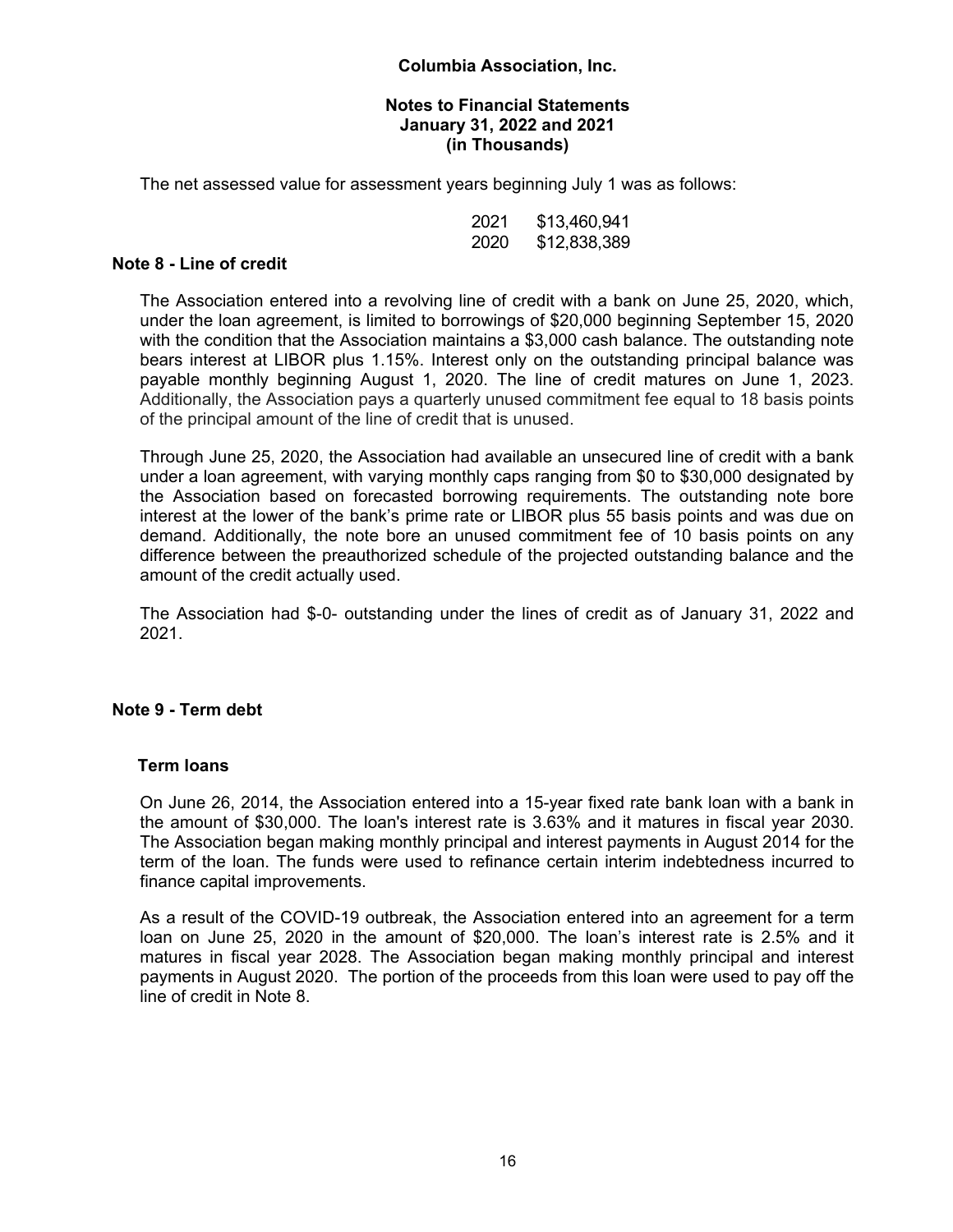The net assessed value for assessment years beginning July 1 was as follows:

| | |
|---|---|
| 2021 | \$13,460,941 |
| 2020 | \$12,838,389 |

## Note 8 - Line of credit

The Association entered into a revolving line of credit with a bank on June 25, 2020, which, under the loan agreement, is limited to borrowings of \$20,000 beginning September 15, 2020 with the condition that the Association maintains a \$3,000 cash balance. The outstanding note bears interest at LIBOR plus 1.15%. Interest only on the outstanding principal balance was payable monthly beginning August 1, 2020. The line of credit matures on June 1, 2023. Additionally, the Association pays a quarterly unused commitment fee equal to 18 basis points of the principal amount of the line of credit that is unused.

Through June 25, 2020, the Association had available an unsecured line of credit with a bank under a loan agreement, with varying monthly caps ranging from \$0 to \$30,000 designated by the Association based on forecasted borrowing requirements. The outstanding note bore interest at the lower of the bank's prime rate or LIBOR plus 55 basis points and was due on demand. Additionally, the note bore an unused commitment fee of 10 basis points on any difference between the preauthorized schedule of the projected outstanding balance and the amount of the credit actually used.

The Association had \$-0- outstanding under the lines of credit as of January 31, 2022 and 2021.

## Note 9 - Term debt

### Term loans

On June 26, 2014, the Association entered into a 15-year fixed rate bank loan with a bank in the amount of \$30,000. The loan's interest rate is 3.63% and it matures in fiscal year 2030. The Association began making monthly principal and interest payments in August 2014 for the term of the loan. The funds were used to refinance certain interim indebtedness incurred to finance capital improvements.

As a result of the COVID-19 outbreak, the Association entered into an agreement for a term loan on June 25, 2020 in the amount of \$20,000. The loan's interest rate is 2.5% and it matures in fiscal year 2028. The Association began making monthly principal and interest payments in August 2020. The portion of the proceeds from this loan were used to pay off the line of credit in Note 8.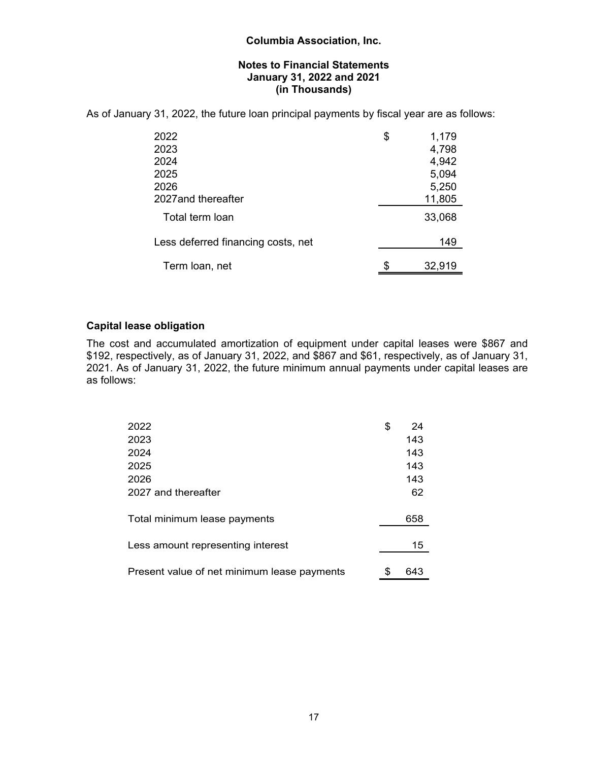**Columbia Association, Inc.**

**Notes to Financial Statements**
**January 31, 2022 and 2021**
**(in Thousands)**

As of January 31, 2022, the future loan principal payments by fiscal year are as follows:

| | |
|---|---|
| 2022 | $ 1,179 |
| 2023 | 4,798 |
| 2024 | 4,942 |
| 2025 | 5,094 |
| 2026 | 5,250 |
| 2027and thereafter | 11,805 |
| Total term loan | 33,068 |
| Less deferred financing costs, net | 149 |
| Term loan, net | $ 32,919 |

### Capital lease obligation

The cost and accumulated amortization of equipment under capital leases were $867 and $192, respectively, as of January 31, 2022, and $867 and $61, respectively, as of January 31, 2021. As of January 31, 2022, the future minimum annual payments under capital leases are as follows:

| | |
|---|---|
| 2022 | $ 24 |
| 2023 | 143 |
| 2024 | 143 |
| 2025 | 143 |
| 2026 | 143 |
| 2027 and thereafter | 62 |
| Total minimum lease payments | 658 |
| Less amount representing interest | 15 |
| Present value of net minimum lease payments | $ 643 |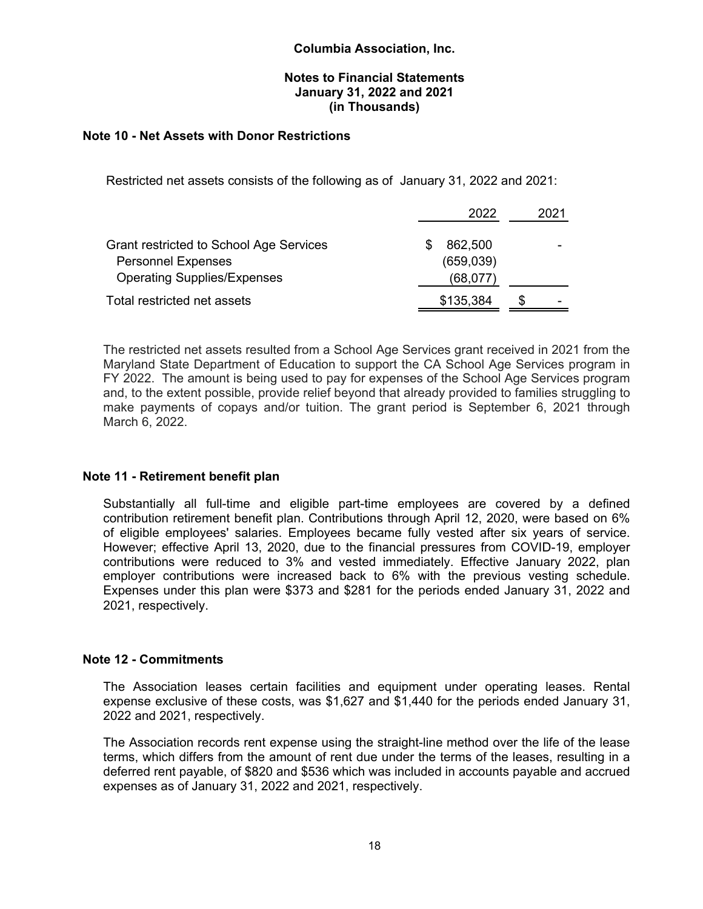**Columbia Association, Inc.**

**Notes to Financial Statements**
**January 31, 2022 and 2021**
**(in Thousands)**

## Note 10 - Net Assets with Donor Restrictions

Restricted net assets consists of the following as of January 31, 2022 and 2021:

| | 2022 | 2021 |
|---|---|---|
| Grant restricted to School Age Services | $ 862,500 | - |
| Personnel Expenses | (659,039) | |
| Operating Supplies/Expenses | (68,077) | |
| Total restricted net assets | $135,384 | $ - |

The restricted net assets resulted from a School Age Services grant received in 2021 from the Maryland State Department of Education to support the CA School Age Services program in FY 2022. The amount is being used to pay for expenses of the School Age Services program and, to the extent possible, provide relief beyond that already provided to families struggling to make payments of copays and/or tuition. The grant period is September 6, 2021 through March 6, 2022.

## Note 11 - Retirement benefit plan

Substantially all full-time and eligible part-time employees are covered by a defined contribution retirement benefit plan. Contributions through April 12, 2020, were based on 6% of eligible employees' salaries. Employees became fully vested after six years of service. However; effective April 13, 2020, due to the financial pressures from COVID-19, employer contributions were reduced to 3% and vested immediately. Effective January 2022, plan employer contributions were increased back to 6% with the previous vesting schedule. Expenses under this plan were $373 and $281 for the periods ended January 31, 2022 and 2021, respectively.

## Note 12 - Commitments

The Association leases certain facilities and equipment under operating leases. Rental expense exclusive of these costs, was $1,627 and $1,440 for the periods ended January 31, 2022 and 2021, respectively.

The Association records rent expense using the straight-line method over the life of the lease terms, which differs from the amount of rent due under the terms of the leases, resulting in a deferred rent payable, of $820 and $536 which was included in accounts payable and accrued expenses as of January 31, 2022 and 2021, respectively.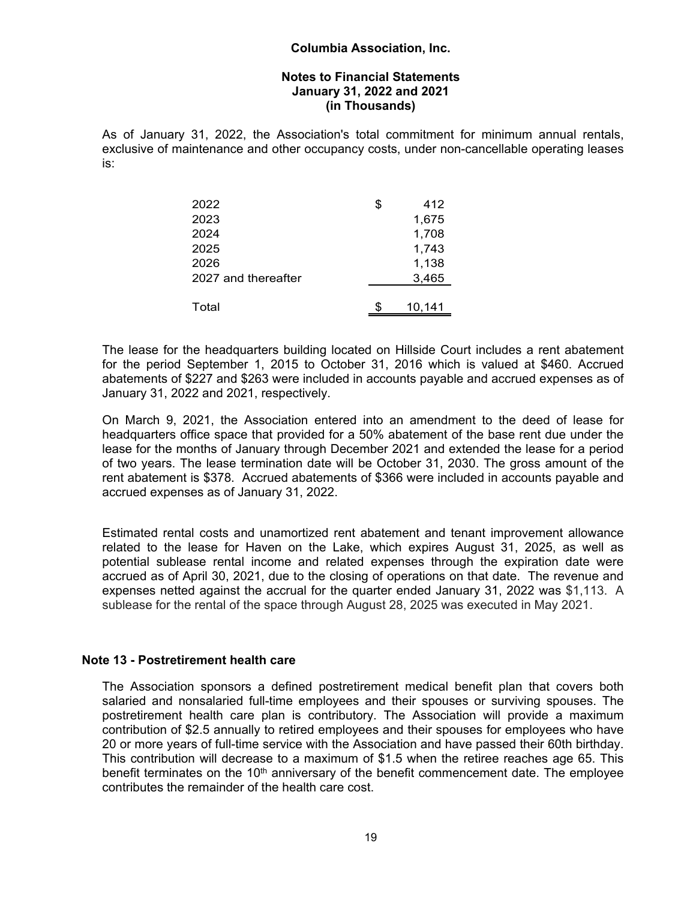As of January 31, 2022, the Association's total commitment for minimum annual rentals, exclusive of maintenance and other occupancy costs, under non-cancellable operating leases is:

| | |
|---|---|
| 2022 | $ 412 |
| 2023 | 1,675 |
| 2024 | 1,708 |
| 2025 | 1,743 |
| 2026 | 1,138 |
| 2027 and thereafter | 3,465 |
| Total | $ 10,141 |

The lease for the headquarters building located on Hillside Court includes a rent abatement for the period September 1, 2015 to October 31, 2016 which is valued at $460. Accrued abatements of $227 and $263 were included in accounts payable and accrued expenses as of January 31, 2022 and 2021, respectively.

On March 9, 2021, the Association entered into an amendment to the deed of lease for headquarters office space that provided for a 50% abatement of the base rent due under the lease for the months of January through December 2021 and extended the lease for a period of two years. The lease termination date will be October 31, 2030. The gross amount of the rent abatement is $378. Accrued abatements of $366 were included in accounts payable and accrued expenses as of January 31, 2022.

Estimated rental costs and unamortized rent abatement and tenant improvement allowance related to the lease for Haven on the Lake, which expires August 31, 2025, as well as potential sublease rental income and related expenses through the expiration date were accrued as of April 30, 2021, due to the closing of operations on that date. The revenue and expenses netted against the accrual for the quarter ended January 31, 2022 was $1,113. A sublease for the rental of the space through August 28, 2025 was executed in May 2021.

## Note 13 - Postretirement health care

The Association sponsors a defined postretirement medical benefit plan that covers both salaried and nonsalaried full-time employees and their spouses or surviving spouses. The postretirement health care plan is contributory. The Association will provide a maximum contribution of $2.5 annually to retired employees and their spouses for employees who have 20 or more years of full-time service with the Association and have passed their 60th birthday. This contribution will decrease to a maximum of $1.5 when the retiree reaches age 65. This benefit terminates on the 10th anniversary of the benefit commencement date. The employee contributes the remainder of the health care cost.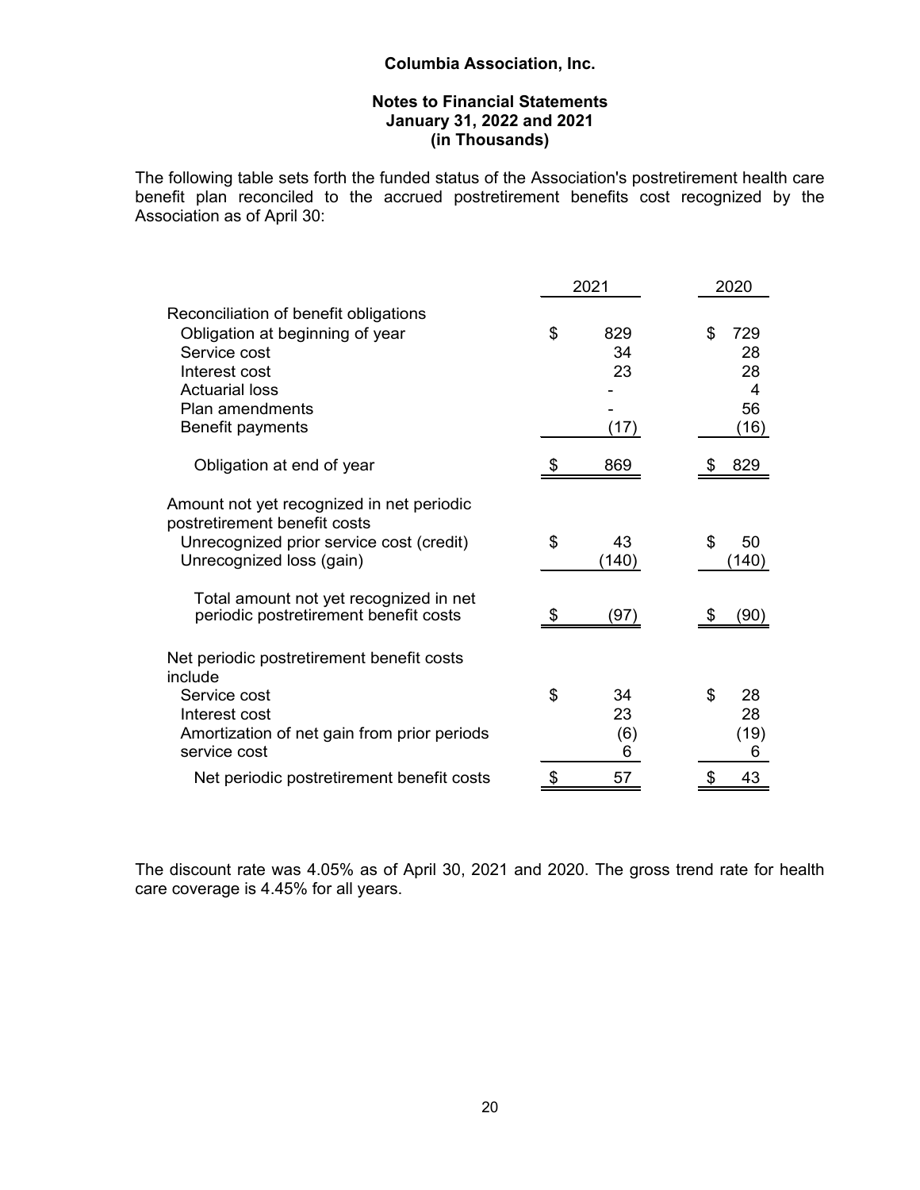**Columbia Association, Inc.**

**Notes to Financial Statements**
**January 31, 2022 and 2021**
**(in Thousands)**

The following table sets forth the funded status of the Association's postretirement health care benefit plan reconciled to the accrued postretirement benefits cost recognized by the Association as of April 30:

| | 2021 | 2020 |
|---|---|---|
| Reconciliation of benefit obligations | | |
| Obligation at beginning of year | $ 829 | $ 729 |
| Service cost | 34 | 28 |
| Interest cost | 23 | 28 |
| Actuarial loss | - | 4 |
| Plan amendments | - | 56 |
| Benefit payments | (17) | (16) |
| Obligation at end of year | $ 869 | $ 829 |
| Amount not yet recognized in net periodic postretirement benefit costs | | |
| Unrecognized prior service cost (credit) | $ 43 | $ 50 |
| Unrecognized loss (gain) | (140) | (140) |
| Total amount not yet recognized in net periodic postretirement benefit costs | $ (97) | $ (90) |
| Net periodic postretirement benefit costs include | | |
| Service cost | $ 34 | $ 28 |
| Interest cost | 23 | 28 |
| Amortization of net gain from prior periods | (6) | (19) |
| service cost | 6 | 6 |
| Net periodic postretirement benefit costs | $ 57 | $ 43 |

The discount rate was 4.05% as of April 30, 2021 and 2020. The gross trend rate for health care coverage is 4.45% for all years.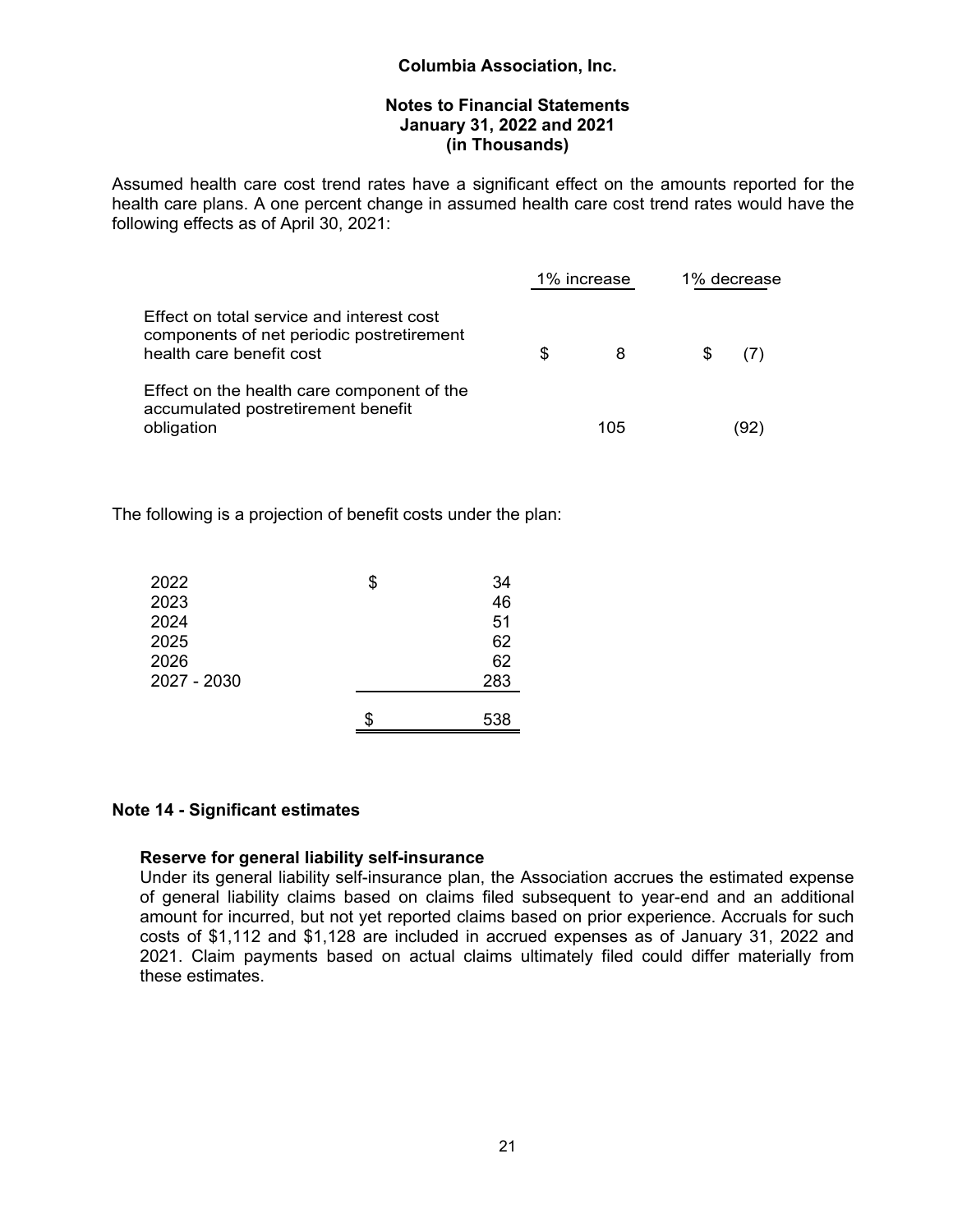Assumed health care cost trend rates have a significant effect on the amounts reported for the health care plans. A one percent change in assumed health care cost trend rates would have the following effects as of April 30, 2021:

| | 1% increase | 1% decrease |
|---|---|---|
| Effect on total service and interest cost components of net periodic postretirement health care benefit cost | $ 8 | $ (7) |
| Effect on the health care component of the accumulated postretirement benefit obligation | 105 | (92) |

The following is a projection of benefit costs under the plan:

| | |
|---|---|
| 2022 | $ 34 |
| 2023 | 46 |
| 2024 | 51 |
| 2025 | 62 |
| 2026 | 62 |
| 2027 - 2030 | 283 |
| | $ 538 |

## Note 14 - Significant estimates

### Reserve for general liability self-insurance

Under its general liability self-insurance plan, the Association accrues the estimated expense of general liability claims based on claims filed subsequent to year-end and an additional amount for incurred, but not yet reported claims based on prior experience. Accruals for such costs of $1,112 and $1,128 are included in accrued expenses as of January 31, 2022 and 2021. Claim payments based on actual claims ultimately filed could differ materially from these estimates.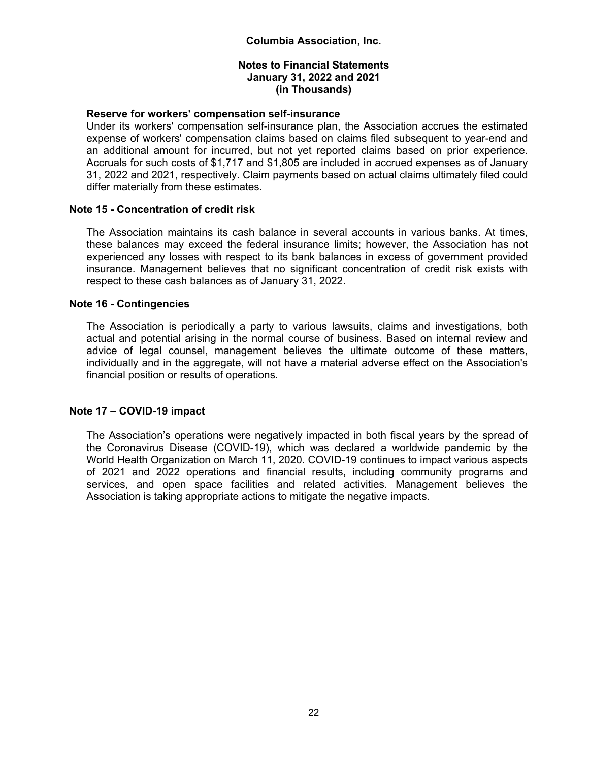**Reserve for workers' compensation self-insurance**

Under its workers' compensation self-insurance plan, the Association accrues the estimated expense of workers' compensation claims based on claims filed subsequent to year-end and an additional amount for incurred, but not yet reported claims based on prior experience. Accruals for such costs of $1,717 and $1,805 are included in accrued expenses as of January 31, 2022 and 2021, respectively. Claim payments based on actual claims ultimately filed could differ materially from these estimates.

## Note 15 - Concentration of credit risk

The Association maintains its cash balance in several accounts in various banks. At times, these balances may exceed the federal insurance limits; however, the Association has not experienced any losses with respect to its bank balances in excess of government provided insurance. Management believes that no significant concentration of credit risk exists with respect to these cash balances as of January 31, 2022.

## Note 16 - Contingencies

The Association is periodically a party to various lawsuits, claims and investigations, both actual and potential arising in the normal course of business. Based on internal review and advice of legal counsel, management believes the ultimate outcome of these matters, individually and in the aggregate, will not have a material adverse effect on the Association's financial position or results of operations.

## Note 17 – COVID-19 impact

The Association's operations were negatively impacted in both fiscal years by the spread of the Coronavirus Disease (COVID-19), which was declared a worldwide pandemic by the World Health Organization on March 11, 2020. COVID-19 continues to impact various aspects of 2021 and 2022 operations and financial results, including community programs and services, and open space facilities and related activities. Management believes the Association is taking appropriate actions to mitigate the negative impacts.